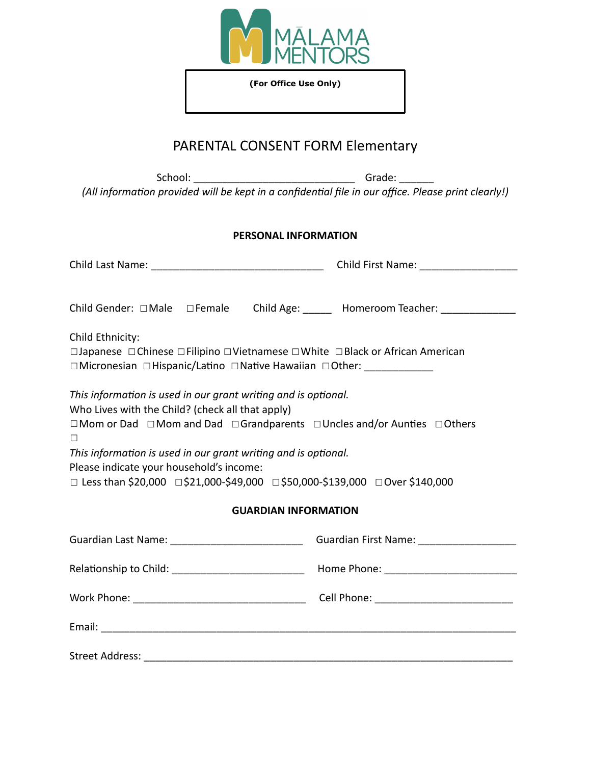MĀLAMA MENTORS

**(For Office Use Only)**

# PARENTAL CONSENT FORM Elementary

School: ___________________________ Grade: ______

*(All information provided will be kept in a confidential file in our office. Please print clearly!)*

## PERSONAL INFORMATION

Child Last Name: ______________________________ Child First Name: ________________

Child Gender: ☐Male ☐Female Child Age: _____ Homeroom Teacher: ____________

Child Ethnicity:
☐Japanese ☐Chinese ☐Filipino ☐Vietnamese ☐White ☐Black or African American
☐Micronesian ☐Hispanic/Latino ☐Native Hawaiian ☐Other: ___________

*This information is used in our grant writing and is optional.*
Who Lives with the Child? (check all that apply)
☐Mom or Dad ☐Mom and Dad ☐Grandparents ☐Uncles and/or Aunties ☐Others
☐

*This information is used in our grant writing and is optional.*
Please indicate your household's income:
☐ Less than $20,000 ☐$21,000-$49,000 ☐$50,000-$139,000 ☐Over $140,000

## GUARDIAN INFORMATION

Guardian Last Name: ______________________ Guardian First Name: ________________

Relationship to Child: ______________________ Home Phone: ______________________

Work Phone: ______________________________ Cell Phone: ______________________

Email: _________________________________________________________________________

Street Address: _________________________________________________________________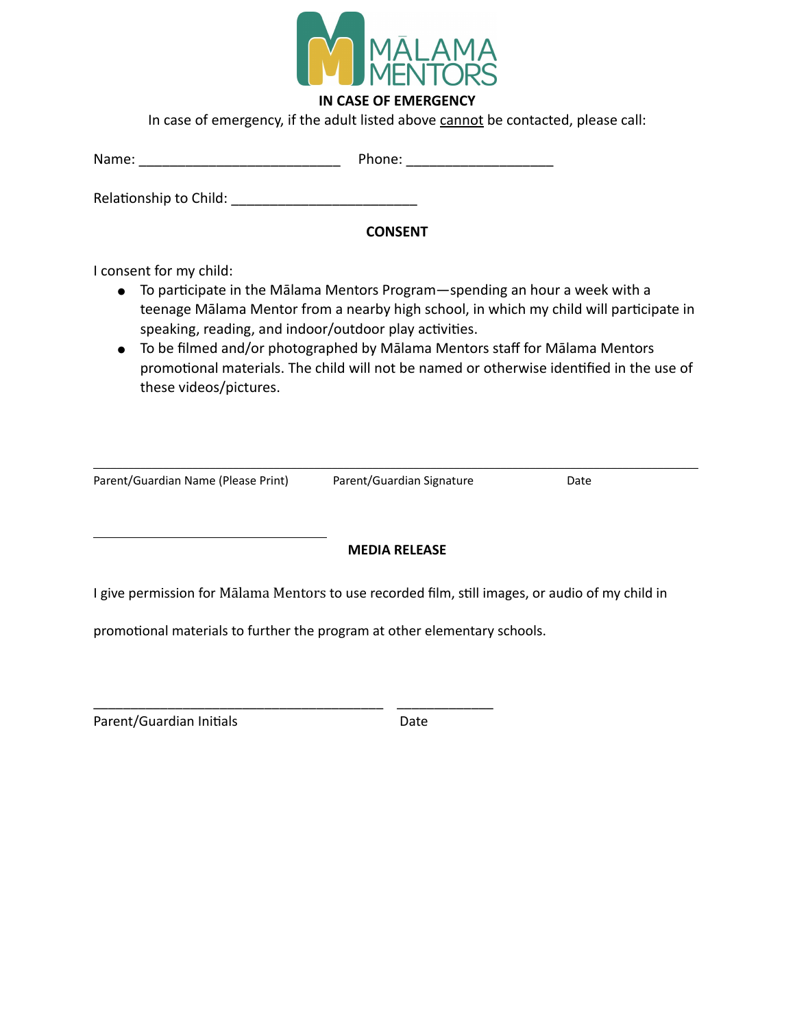## IN CASE OF EMERGENCY

In case of emergency, if the adult listed above cannot be contacted, please call:

Name: __________________________ Phone: ___________________

Relationship to Child: ________________________

## CONSENT

I consent for my child:

- To participate in the Mālama Mentors Program—spending an hour a week with a teenage Mālama Mentor from a nearby high school, in which my child will participate in speaking, reading, and indoor/outdoor play activities.
- To be filmed and/or photographed by Mālama Mentors staff for Mālama Mentors promotional materials. The child will not be named or otherwise identified in the use of these videos/pictures.

_______________________________________________________________________________

Parent/Guardian Name (Please Print) Parent/Guardian Signature Date

______________________________

## MEDIA RELEASE

I give permission for Mālama Mentors to use recorded film, still images, or audio of my child in promotional materials to further the program at other elementary schools.

_____________________________________ ____________

Parent/Guardian Initials Date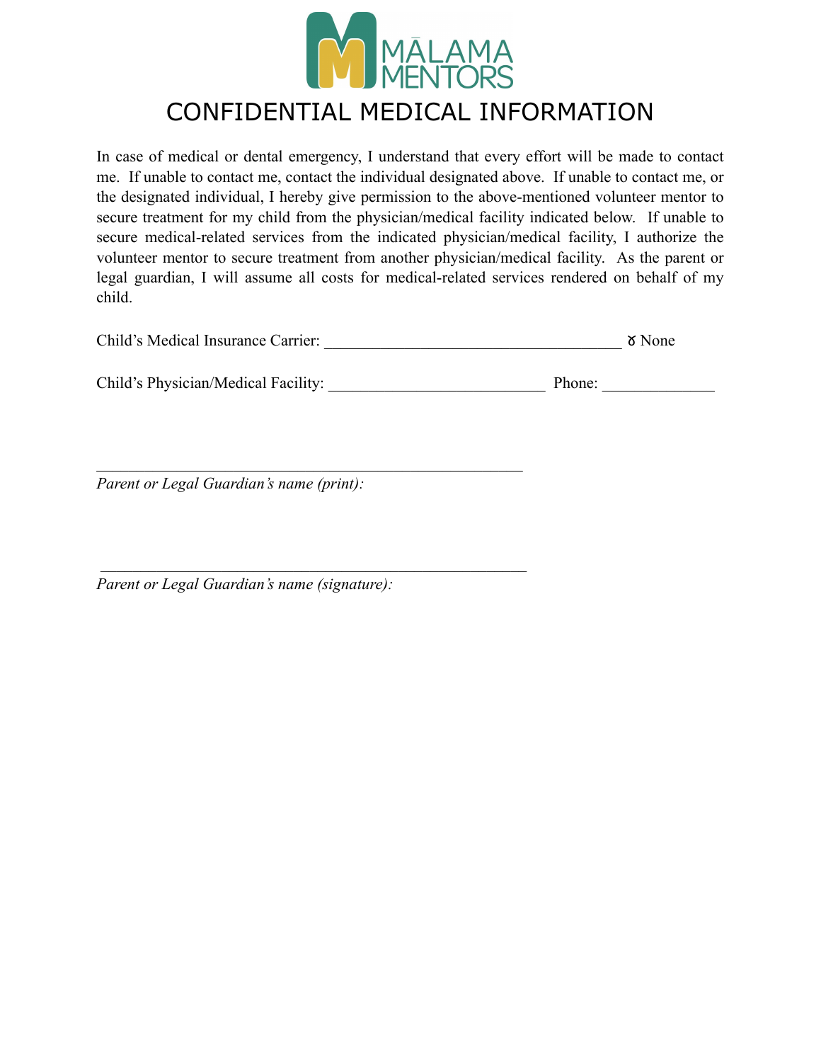# CONFIDENTIAL MEDICAL INFORMATION

In case of medical or dental emergency, I understand that every effort will be made to contact me. If unable to contact me, contact the individual designated above. If unable to contact me, or the designated individual, I hereby give permission to the above-mentioned volunteer mentor to secure treatment for my child from the physician/medical facility indicated below. If unable to secure medical-related services from the indicated physician/medical facility, I authorize the volunteer mentor to secure treatment from another physician/medical facility. As the parent or legal guardian, I will assume all costs for medical-related services rendered on behalf of my child.

Child's Medical Insurance Carrier: _____________________________________ ȣ None

Child's Physician/Medical Facility: ___________________________ Phone: _____________

_____________________________________________________

*Parent or Legal Guardian's name (print):*

_____________________________________________________

*Parent or Legal Guardian's name (signature):*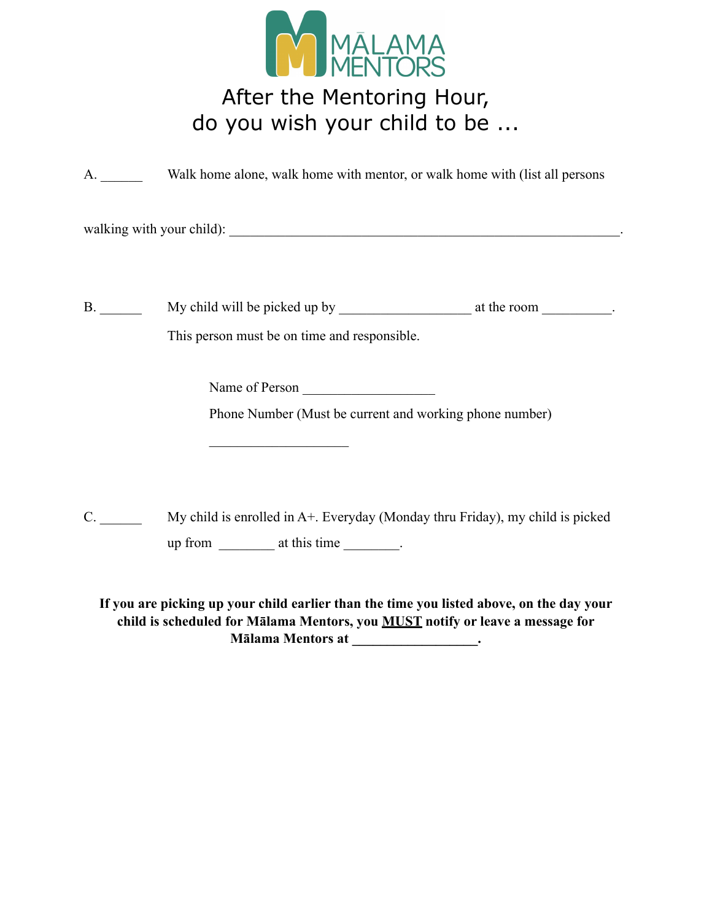MĀLAMA MENTORS

# After the Mentoring Hour,
# do you wish your child to be ...

A. ______ Walk home alone, walk home with mentor, or walk home with (list all persons

walking with your child): ___________________________________________________________.

B. ______ My child will be picked up by __________________ at the room __________.
This person must be on time and responsible.

Name of Person __________________

Phone Number (Must be current and working phone number)

___________________

C. ______ My child is enrolled in A+. Everyday (Monday thru Friday), my child is picked up from ________ at this time ________.

**If you are picking up your child earlier than the time you listed above, on the day your child is scheduled for Mālama Mentors, you <u>MUST</u> notify or leave a message for Mālama Mentors at __________________.**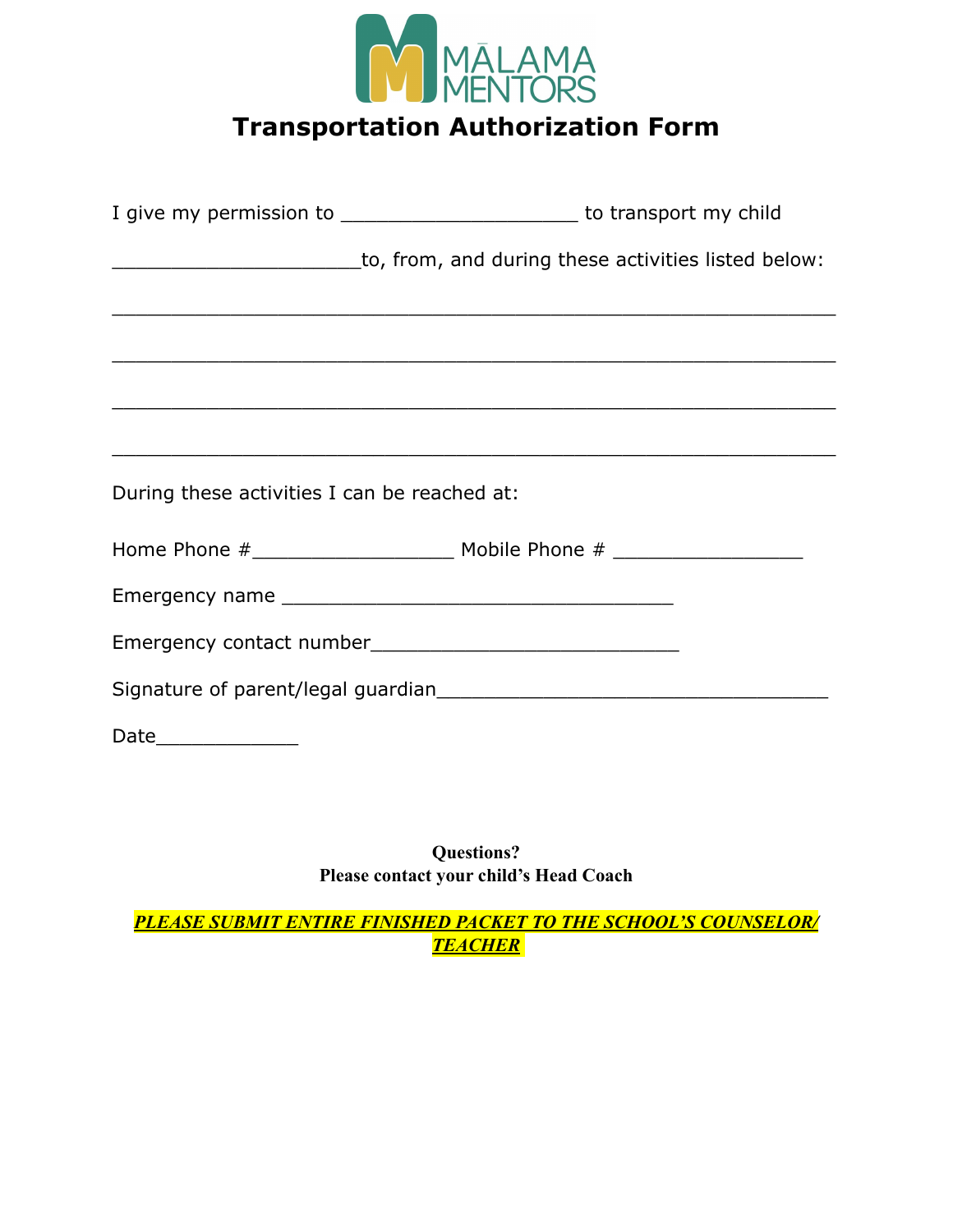MĀLAMA MENTORS

# Transportation Authorization Form

I give my permission to ____________________ to transport my child

_____________________to, from, and during these activities listed below:

_____________________________________________________________

_____________________________________________________________

_____________________________________________________________

_____________________________________________________________

During these activities I can be reached at:

Home Phone #_________________ Mobile Phone # ________________

Emergency name _________________________________

Emergency contact number__________________________

Signature of parent/legal guardian_________________________________

Date____________

**Questions?**
**Please contact your child's Head Coach**

***PLEASE SUBMIT ENTIRE FINISHED PACKET TO THE SCHOOL'S COUNSELOR/ TEACHER***